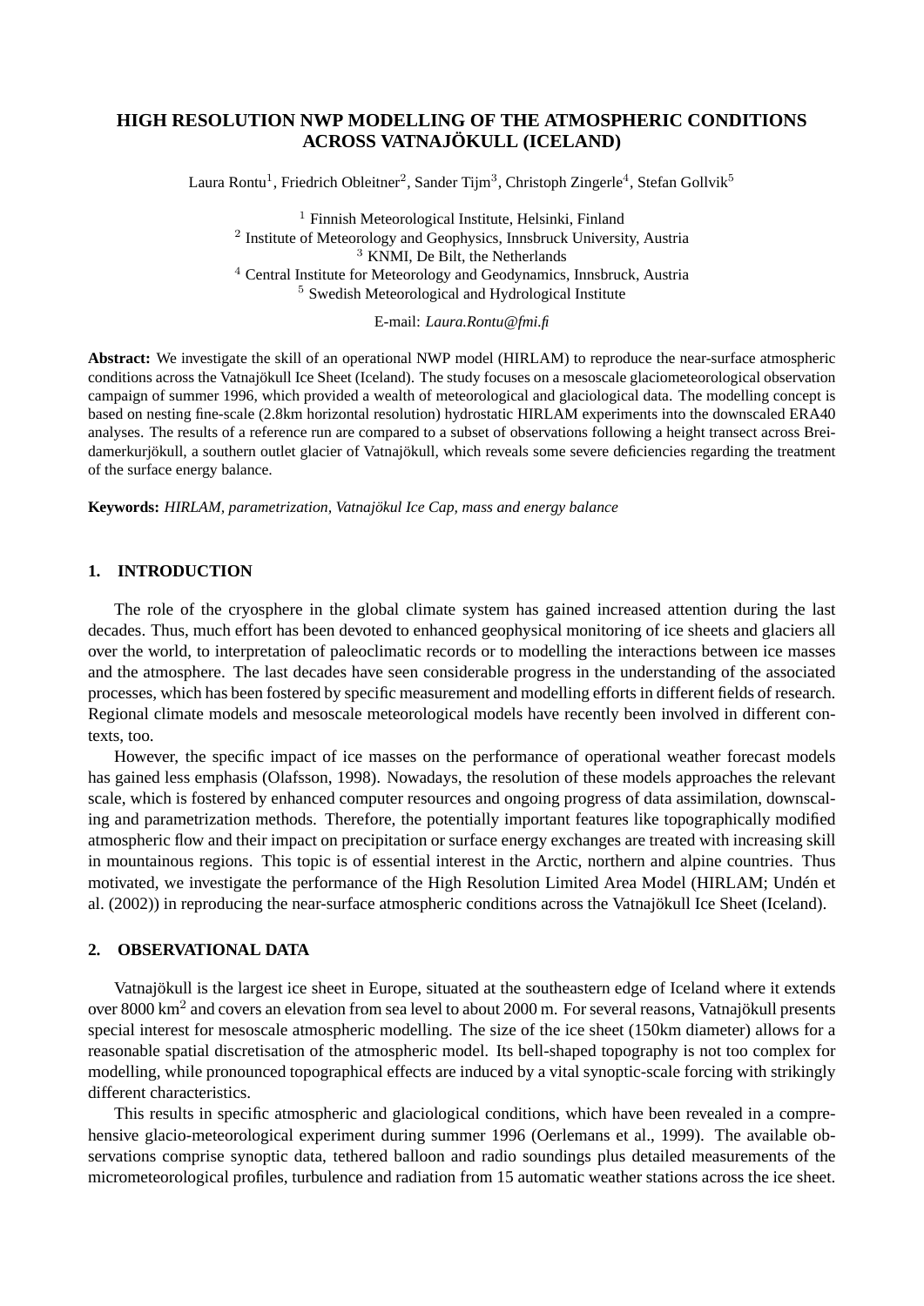# HIGH RESOLUTION NWP MODELLING OF THE ATMOSPHERIC CONDITIONS ACROSS VATNAJÖKULL (ICELAND)

Laura Rontu[1], Friedrich Obleitner[2], Sander Tijm[3], Christoph Zingerle[4], Stefan Gollvik[5]

[1] Finnish Meteorological Institute, Helsinki, Finland
[2] Institute of Meteorology and Geophysics, Innsbruck University, Austria
[3] KNMI, De Bilt, the Netherlands
[4] Central Institute for Meteorology and Geodynamics, Innsbruck, Austria
[5] Swedish Meteorological and Hydrological Institute

E-mail: *Laura.Rontu@fmi.fi*

**Abstract:** We investigate the skill of an operational NWP model (HIRLAM) to reproduce the near-surface atmospheric conditions across the Vatnajökull Ice Sheet (Iceland). The study focuses on a mesoscale glaciometeorological observation campaign of summer 1996, which provided a wealth of meteorological and glaciological data. The modelling concept is based on nesting fine-scale (2.8km horizontal resolution) hydrostatic HIRLAM experiments into the downscaled ERA40 analyses. The results of a reference run are compared to a subset of observations following a height transect across Breidamerkurjökull, a southern outlet glacier of Vatnajökull, which reveals some severe deficiencies regarding the treatment of the surface energy balance.

**Keywords:** *HIRLAM, parametrization, Vatnajökul Ice Cap, mass and energy balance*

## 1. INTRODUCTION

The role of the cryosphere in the global climate system has gained increased attention during the last decades. Thus, much effort has been devoted to enhanced geophysical monitoring of ice sheets and glaciers all over the world, to interpretation of paleoclimatic records or to modelling the interactions between ice masses and the atmosphere. The last decades have seen considerable progress in the understanding of the associated processes, which has been fostered by specific measurement and modelling efforts in different fields of research. Regional climate models and mesoscale meteorological models have recently been involved in different contexts, too.

However, the specific impact of ice masses on the performance of operational weather forecast models has gained less emphasis (Olafsson, 1998). Nowadays, the resolution of these models approaches the relevant scale, which is fostered by enhanced computer resources and ongoing progress of data assimilation, downscaling and parametrization methods. Therefore, the potentially important features like topographically modified atmospheric flow and their impact on precipitation or surface energy exchanges are treated with increasing skill in mountainous regions. This topic is of essential interest in the Arctic, northern and alpine countries. Thus motivated, we investigate the performance of the High Resolution Limited Area Model (HIRLAM; Undén et al. (2002)) in reproducing the near-surface atmospheric conditions across the Vatnajökull Ice Sheet (Iceland).

## 2. OBSERVATIONAL DATA

Vatnajökull is the largest ice sheet in Europe, situated at the southeastern edge of Iceland where it extends over 8000 km$^2$ and covers an elevation from sea level to about 2000 m. For several reasons, Vatnajökull presents special interest for mesoscale atmospheric modelling. The size of the ice sheet (150km diameter) allows for a reasonable spatial discretisation of the atmospheric model. Its bell-shaped topography is not too complex for modelling, while pronounced topographical effects are induced by a vital synoptic-scale forcing with strikingly different characteristics.

This results in specific atmospheric and glaciological conditions, which have been revealed in a comprehensive glacio-meteorological experiment during summer 1996 (Oerlemans et al., 1999). The available observations comprise synoptic data, tethered balloon and radio soundings plus detailed measurements of the micrometeorological profiles, turbulence and radiation from 15 automatic weather stations across the ice sheet.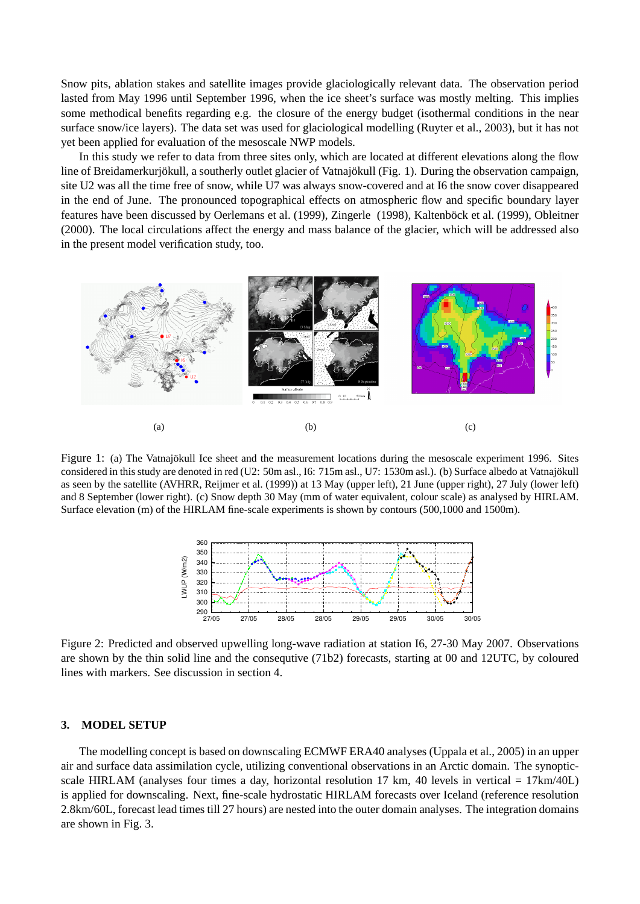Snow pits, ablation stakes and satellite images provide glaciologically relevant data. The observation period lasted from May 1996 until September 1996, when the ice sheet's surface was mostly melting. This implies some methodical benefits regarding e.g. the closure of the energy budget (isothermal conditions in the near surface snow/ice layers). The data set was used for glaciological modelling (Ruyter et al., 2003), but it has not yet been applied for evaluation of the mesoscale NWP models.

In this study we refer to data from three sites only, which are located at different elevations along the flow line of Breidamerkurjökull, a southerly outlet glacier of Vatnajökull (Fig. 1). During the observation campaign, site U2 was all the time free of snow, while U7 was always snow-covered and at I6 the snow cover disappeared in the end of June. The pronounced topographical effects on atmospheric flow and specific boundary layer features have been discussed by Oerlemans et al. (1999), Zingerle (1998), Kaltenböck et al. (1999), Obleitner (2000). The local circulations affect the energy and mass balance of the glacier, which will be addressed also in the present model verification study, too.

(a) (b) (c)

Figure 1: (a) The Vatnajökull Ice sheet and the measurement locations during the mesoscale experiment 1996. Sites considered in this study are denoted in red (U2: 50m asl., I6: 715m asl., U7: 1530m asl.). (b) Surface albedo at Vatnajökull as seen by the satellite (AVHRR, Reijmer et al. (1999)) at 13 May (upper left), 21 June (upper right), 27 July (lower left) and 8 September (lower right). (c) Snow depth 30 May (mm of water equivalent, colour scale) as analysed by HIRLAM. Surface elevation (m) of the HIRLAM fine-scale experiments is shown by contours (500,1000 and 1500m).

Figure 2: Predicted and observed upwelling long-wave radiation at station I6, 27-30 May 2007. Observations are shown by the thin solid line and the consequtive (71b2) forecasts, starting at 00 and 12UTC, by coloured lines with markers. See discussion in section 4.

## 3. MODEL SETUP

The modelling concept is based on downscaling ECMWF ERA40 analyses (Uppala et al., 2005) in an upper air and surface data assimilation cycle, utilizing conventional observations in an Arctic domain. The synoptic-scale HIRLAM (analyses four times a day, horizontal resolution 17 km, 40 levels in vertical = 17km/40L) is applied for downscaling. Next, fine-scale hydrostatic HIRLAM forecasts over Iceland (reference resolution 2.8km/60L, forecast lead times till 27 hours) are nested into the outer domain analyses. The integration domains are shown in Fig. 3.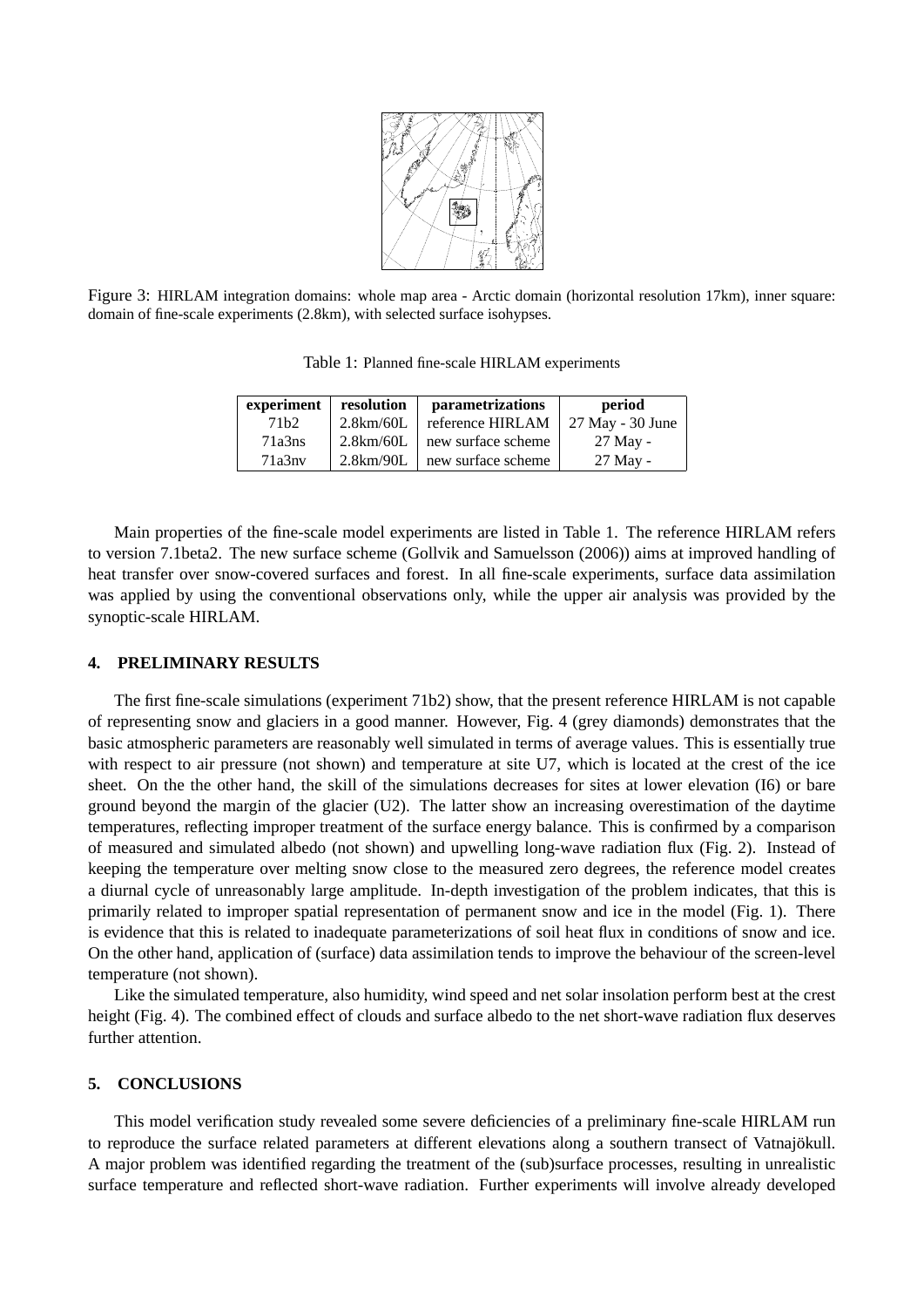Figure 3: HIRLAM integration domains: whole map area - Arctic domain (horizontal resolution 17km), inner square: domain of fine-scale experiments (2.8km), with selected surface isohypses.

Table 1: Planned fine-scale HIRLAM experiments

| experiment | resolution | parametrizations | period |
|---|---|---|---|
| 71b2 | 2.8km/60L | reference HIRLAM | 27 May - 30 June |
| 71a3ns | 2.8km/60L | new surface scheme | 27 May - |
| 71a3nv | 2.8km/90L | new surface scheme | 27 May - |

Main properties of the fine-scale model experiments are listed in Table 1. The reference HIRLAM refers to version 7.1beta2. The new surface scheme (Gollvik and Samuelsson (2006)) aims at improved handling of heat transfer over snow-covered surfaces and forest. In all fine-scale experiments, surface data assimilation was applied by using the conventional observations only, while the upper air analysis was provided by the synoptic-scale HIRLAM.

## 4. PRELIMINARY RESULTS

The first fine-scale simulations (experiment 71b2) show, that the present reference HIRLAM is not capable of representing snow and glaciers in a good manner. However, Fig. 4 (grey diamonds) demonstrates that the basic atmospheric parameters are reasonably well simulated in terms of average values. This is essentially true with respect to air pressure (not shown) and temperature at site U7, which is located at the crest of the ice sheet. On the the other hand, the skill of the simulations decreases for sites at lower elevation (I6) or bare ground beyond the margin of the glacier (U2). The latter show an increasing overestimation of the daytime temperatures, reflecting improper treatment of the surface energy balance. This is confirmed by a comparison of measured and simulated albedo (not shown) and upwelling long-wave radiation flux (Fig. 2). Instead of keeping the temperature over melting snow close to the measured zero degrees, the reference model creates a diurnal cycle of unreasonably large amplitude. In-depth investigation of the problem indicates, that this is primarily related to improper spatial representation of permanent snow and ice in the model (Fig. 1). There is evidence that this is related to inadequate parameterizations of soil heat flux in conditions of snow and ice. On the other hand, application of (surface) data assimilation tends to improve the behaviour of the screen-level temperature (not shown).

Like the simulated temperature, also humidity, wind speed and net solar insolation perform best at the crest height (Fig. 4). The combined effect of clouds and surface albedo to the net short-wave radiation flux deserves further attention.

## 5. CONCLUSIONS

This model verification study revealed some severe deficiencies of a preliminary fine-scale HIRLAM run to reproduce the surface related parameters at different elevations along a southern transect of Vatnajökull. A major problem was identified regarding the treatment of the (sub)surface processes, resulting in unrealistic surface temperature and reflected short-wave radiation. Further experiments will involve already developed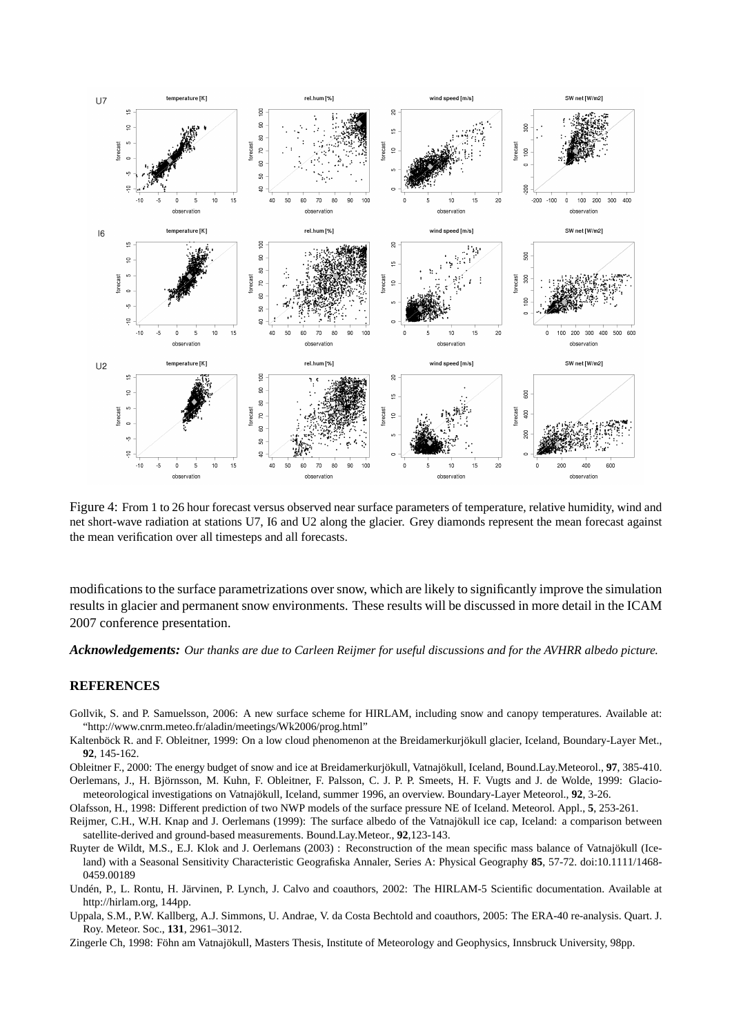U7

temperature [K]
rel.hum [%]
wind speed [m/s]
SW net [W/m2]

I6

temperature [K]
rel.hum [%]
wind speed [m/s]
SW net [W/m2]

U2

temperature [K]
rel.hum [%]
wind speed [m/s]
SW net [W/m2]

forecast
observation

Figure 4: From 1 to 26 hour forecast versus observed near surface parameters of temperature, relative humidity, wind and net short-wave radiation at stations U7, I6 and U2 along the glacier. Grey diamonds represent the mean forecast against the mean verification over all timesteps and all forecasts.

modifications to the surface parametrizations over snow, which are likely to significantly improve the simulation results in glacier and permanent snow environments. These results will be discussed in more detail in the ICAM 2007 conference presentation.

***Acknowledgements:*** *Our thanks are due to Carleen Reijmer for useful discussions and for the AVHRR albedo picture.*

## REFERENCES

Gollvik, S. and P. Samuelsson, 2006: A new surface scheme for HIRLAM, including snow and canopy temperatures. Available at: "http://www.cnrm.meteo.fr/aladin/meetings/Wk2006/prog.html"

Kaltenböck R. and F. Obleitner, 1999: On a low cloud phenomenon at the Breidamerkurjökull glacier, Iceland, Boundary-Layer Met., **92**, 145-162.

Obleitner F., 2000: The energy budget of snow and ice at Breidamerkurjökull, Vatnajökull, Iceland, Bound.Lay.Meteorol., **97**, 385-410.

Oerlemans, J., H. Björnsson, M. Kuhn, F. Obleitner, F. Palsson, C. J. P. P. Smeets, H. F. Vugts and J. de Wolde, 1999: Glacio-meteorological investigations on Vatnajökull, Iceland, summer 1996, an overview. Boundary-Layer Meteorol., **92**, 3-26.

Olafsson, H., 1998: Different prediction of two NWP models of the surface pressure NE of Iceland. Meteorol. Appl., **5**, 253-261.

Reijmer, C.H., W.H. Knap and J. Oerlemans (1999): The surface albedo of the Vatnajökull ice cap, Iceland: a comparison between satellite-derived and ground-based measurements. Bound.Lay.Meteor., **92**,123-143.

Ruyter de Wildt, M.S., E.J. Klok and J. Oerlemans (2003) : Reconstruction of the mean specific mass balance of Vatnajökull (Iceland) with a Seasonal Sensitivity Characteristic Geografiska Annaler, Series A: Physical Geography **85**, 57-72. doi:10.1111/1468-0459.00189

Undén, P., L. Rontu, H. Järvinen, P. Lynch, J. Calvo and coauthors, 2002: The HIRLAM-5 Scientific documentation. Available at http://hirlam.org, 144pp.

Uppala, S.M., P.W. Kallberg, A.J. Simmons, U. Andrae, V. da Costa Bechtold and coauthors, 2005: The ERA-40 re-analysis. Quart. J. Roy. Meteor. Soc., **131**, 2961–3012.

Zingerle Ch, 1998: Föhn am Vatnajökull, Masters Thesis, Institute of Meteorology and Geophysics, Innsbruck University, 98pp.